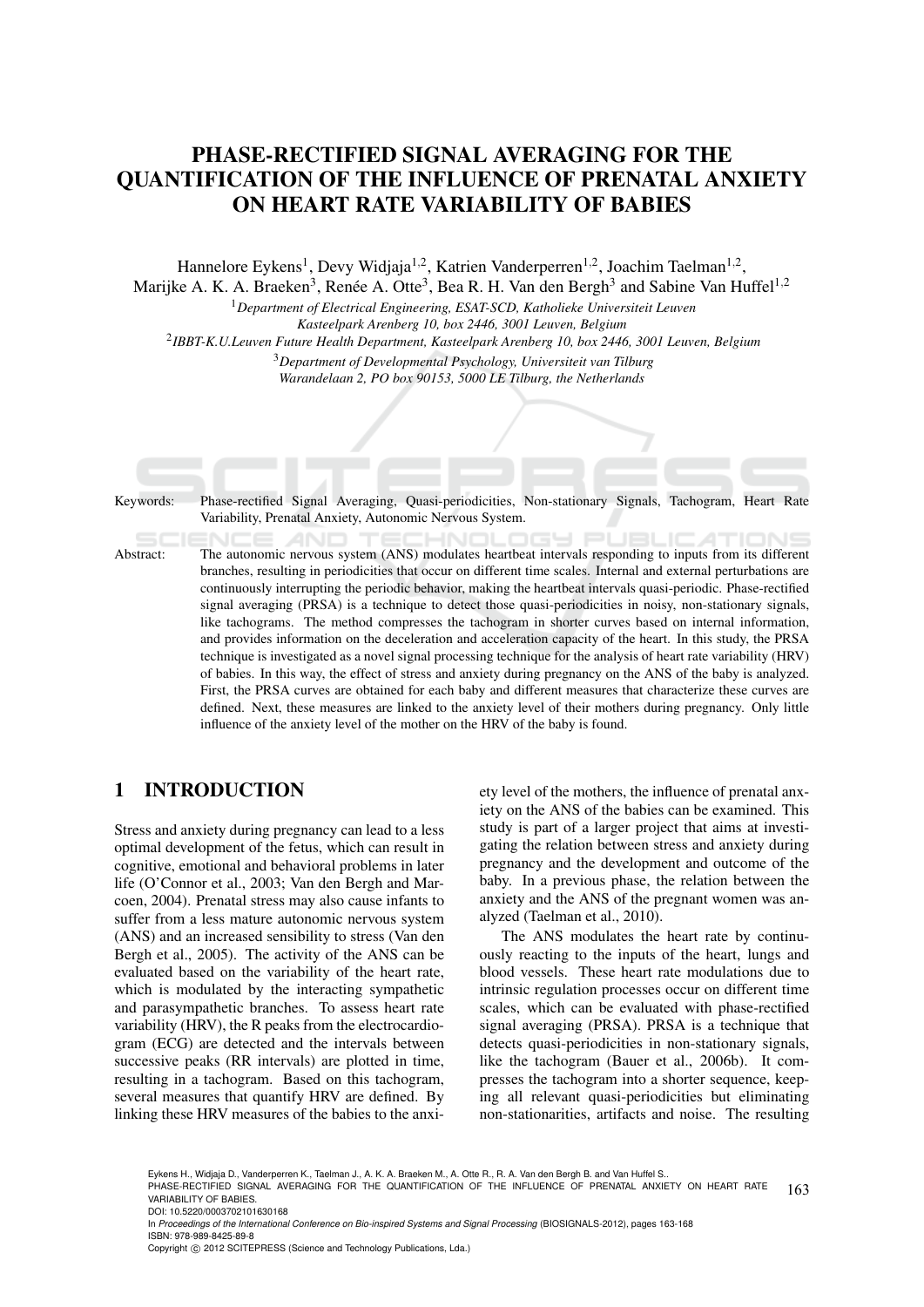# PHASE-RECTIFIED SIGNAL AVERAGING FOR THE QUANTIFICATION OF THE INFLUENCE OF PRENATAL ANXIETY ON HEART RATE VARIABILITY OF BABIES

Hannelore Eykens[1], Devy Widjaja[1,2], Katrien Vanderperren[1,2], Joachim Taelman[1,2], Marijke A. K. A. Braeken[3], Renée A. Otte[3], Bea R. H. Van den Bergh[3] and Sabine Van Huffel[1,2]

[1]*Department of Electrical Engineering, ESAT-SCD, Katholieke Universiteit Leuven Kasteelpark Arenberg 10, box 2446, 3001 Leuven, Belgium*

[2]*IBBT-K.U.Leuven Future Health Department, Kasteelpark Arenberg 10, box 2446, 3001 Leuven, Belgium*

[3]*Department of Developmental Psychology, Universiteit van Tilburg Warandelaan 2, PO box 90153, 5000 LE Tilburg, the Netherlands*

Keywords: Phase-rectified Signal Averaging, Quasi-periodicities, Non-stationary Signals, Tachogram, Heart Rate Variability, Prenatal Anxiety, Autonomic Nervous System.

Abstract: The autonomic nervous system (ANS) modulates heartbeat intervals responding to inputs from its different branches, resulting in periodicities that occur on different time scales. Internal and external perturbations are continuously interrupting the periodic behavior, making the heartbeat intervals quasi-periodic. Phase-rectified signal averaging (PRSA) is a technique to detect those quasi-periodicities in noisy, non-stationary signals, like tachograms. The method compresses the tachogram in shorter curves based on internal information, and provides information on the deceleration and acceleration capacity of the heart. In this study, the PRSA technique is investigated as a novel signal processing technique for the analysis of heart rate variability (HRV) of babies. In this way, the effect of stress and anxiety during pregnancy on the ANS of the baby is analyzed. First, the PRSA curves are obtained for each baby and different measures that characterize these curves are defined. Next, these measures are linked to the anxiety level of their mothers during pregnancy. Only little influence of the anxiety level of the mother on the HRV of the baby is found.

## 1 INTRODUCTION

Stress and anxiety during pregnancy can lead to a less optimal development of the fetus, which can result in cognitive, emotional and behavioral problems in later life (O'Connor et al., 2003; Van den Bergh and Marcoen, 2004). Prenatal stress may also cause infants to suffer from a less mature autonomic nervous system (ANS) and an increased sensibility to stress (Van den Bergh et al., 2005). The activity of the ANS can be evaluated based on the variability of the heart rate, which is modulated by the interacting sympathetic and parasympathetic branches. To assess heart rate variability (HRV), the R peaks from the electrocardiogram (ECG) are detected and the intervals between successive peaks (RR intervals) are plotted in time, resulting in a tachogram. Based on this tachogram, several measures that quantify HRV are defined. By linking these HRV measures of the babies to the anxiety level of the mothers, the influence of prenatal anxiety on the ANS of the babies can be examined. This study is part of a larger project that aims at investigating the relation between stress and anxiety during pregnancy and the development and outcome of the baby. In a previous phase, the relation between the anxiety and the ANS of the pregnant women was analyzed (Taelman et al., 2010).

The ANS modulates the heart rate by continuously reacting to the inputs of the heart, lungs and blood vessels. These heart rate modulations due to intrinsic regulation processes occur on different time scales, which can be evaluated with phase-rectified signal averaging (PRSA). PRSA is a technique that detects quasi-periodicities in non-stationary signals, like the tachogram (Bauer et al., 2006b). It compresses the tachogram into a shorter sequence, keeping all relevant quasi-periodicities but eliminating non-stationarities, artifacts and noise. The resulting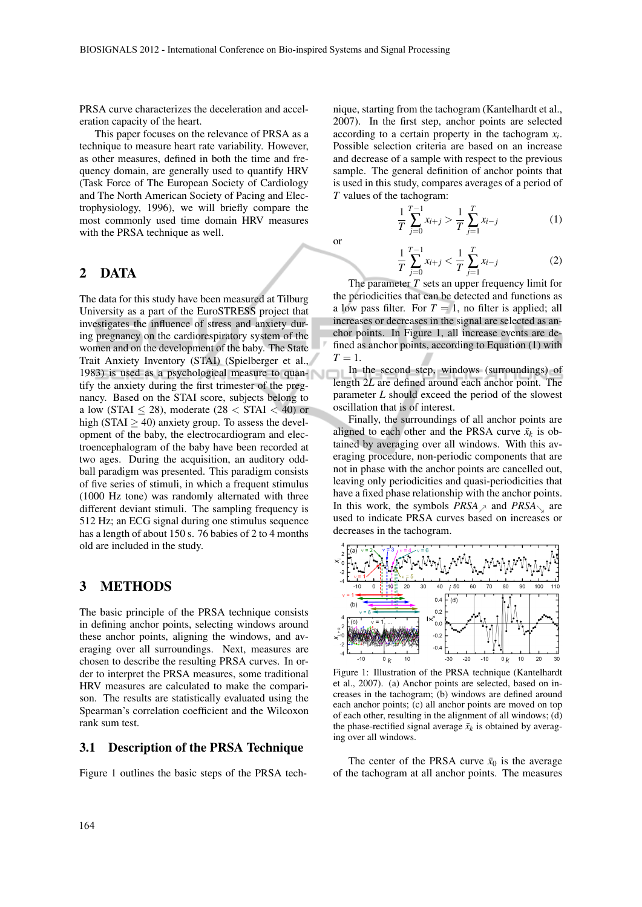PRSA curve characterizes the deceleration and acceleration capacity of the heart.

This paper focuses on the relevance of PRSA as a technique to measure heart rate variability. However, as other measures, defined in both the time and frequency domain, are generally used to quantify HRV (Task Force of The European Society of Cardiology and The North American Society of Pacing and Electrophysiology, 1996), we will briefly compare the most commonly used time domain HRV measures with the PRSA technique as well.

## 2 DATA

The data for this study have been measured at Tilburg University as a part of the EuroSTRESS project that investigates the influence of stress and anxiety during pregnancy on the cardiorespiratory system of the women and on the development of the baby. The State Trait Anxiety Inventory (STAI) (Spielberger et al., 1983) is used as a psychological measure to quantify the anxiety during the first trimester of the pregnancy. Based on the STAI score, subjects belong to a low (STAI $\leq 28$), moderate ($28 <$ STAI $< 40$) or high (STAI $\geq 40$) anxiety group. To assess the development of the baby, the electrocardiogram and electroencephalogram of the baby have been recorded at two ages. During the acquisition, an auditory oddball paradigm was presented. This paradigm consists of five series of stimuli, in which a frequent stimulus (1000 Hz tone) was randomly alternated with three different deviant stimuli. The sampling frequency is 512 Hz; an ECG signal during one stimulus sequence has a length of about 150 s. 76 babies of 2 to 4 months old are included in the study.

## 3 METHODS

The basic principle of the PRSA technique consists in defining anchor points, selecting windows around these anchor points, aligning the windows, and averaging over all surroundings. Next, measures are chosen to describe the resulting PRSA curves. In order to interpret the PRSA measures, some traditional HRV measures are calculated to make the comparison. The results are statistically evaluated using the Spearman's correlation coefficient and the Wilcoxon rank sum test.

### 3.1 Description of the PRSA Technique

Figure 1 outlines the basic steps of the PRSA technique, starting from the tachogram (Kantelhardt et al., 2007). In the first step, anchor points are selected according to a certain property in the tachogram $x_i$. Possible selection criteria are based on an increase and decrease of a sample with respect to the previous sample. The general definition of anchor points that is used in this study, compares averages of a period of $T$ values of the tachogram:

$$\frac{1}{T}\sum_{j=0}^{T-1} x_{i+j} > \frac{1}{T}\sum_{j=1}^{T} x_{i-j} \tag{1}$$

or

$$\frac{1}{T}\sum_{j=0}^{T-1} x_{i+j} < \frac{1}{T}\sum_{j=1}^{T} x_{i-j} \tag{2}$$

The parameter $T$ sets an upper frequency limit for the periodicities that can be detected and functions as a low pass filter. For $T = 1$, no filter is applied; all increases or decreases in the signal are selected as anchor points. In Figure 1, all increase events are defined as anchor points, according to Equation (1) with $T = 1$.

In the second step, windows (surroundings) of length $2L$ are defined around each anchor point. The parameter $L$ should exceed the period of the slowest oscillation that is of interest.

Finally, the surroundings of all anchor points are aligned to each other and the PRSA curve $\bar{x}_k$ is obtained by averaging over all windows. With this averaging procedure, non-periodic components that are not in phase with the anchor points are cancelled out, leaving only periodicities and quasi-periodicities that have a fixed phase relationship with the anchor points. In this work, the symbols $PRSA_{\nearrow}$ and $PRSA_{\searrow}$ are used to indicate PRSA curves based on increases or decreases in the tachogram.

Figure 1: Illustration of the PRSA technique (Kantelhardt et al., 2007). (a) Anchor points are selected, based on increases in the tachogram; (b) windows are defined around each anchor points; (c) all anchor points are moved on top of each other, resulting in the alignment of all windows; (d) the phase-rectified signal average $\bar{x}_k$ is obtained by averaging over all windows.

The center of the PRSA curve $\bar{x}_0$ is the average of the tachogram at all anchor points. The measures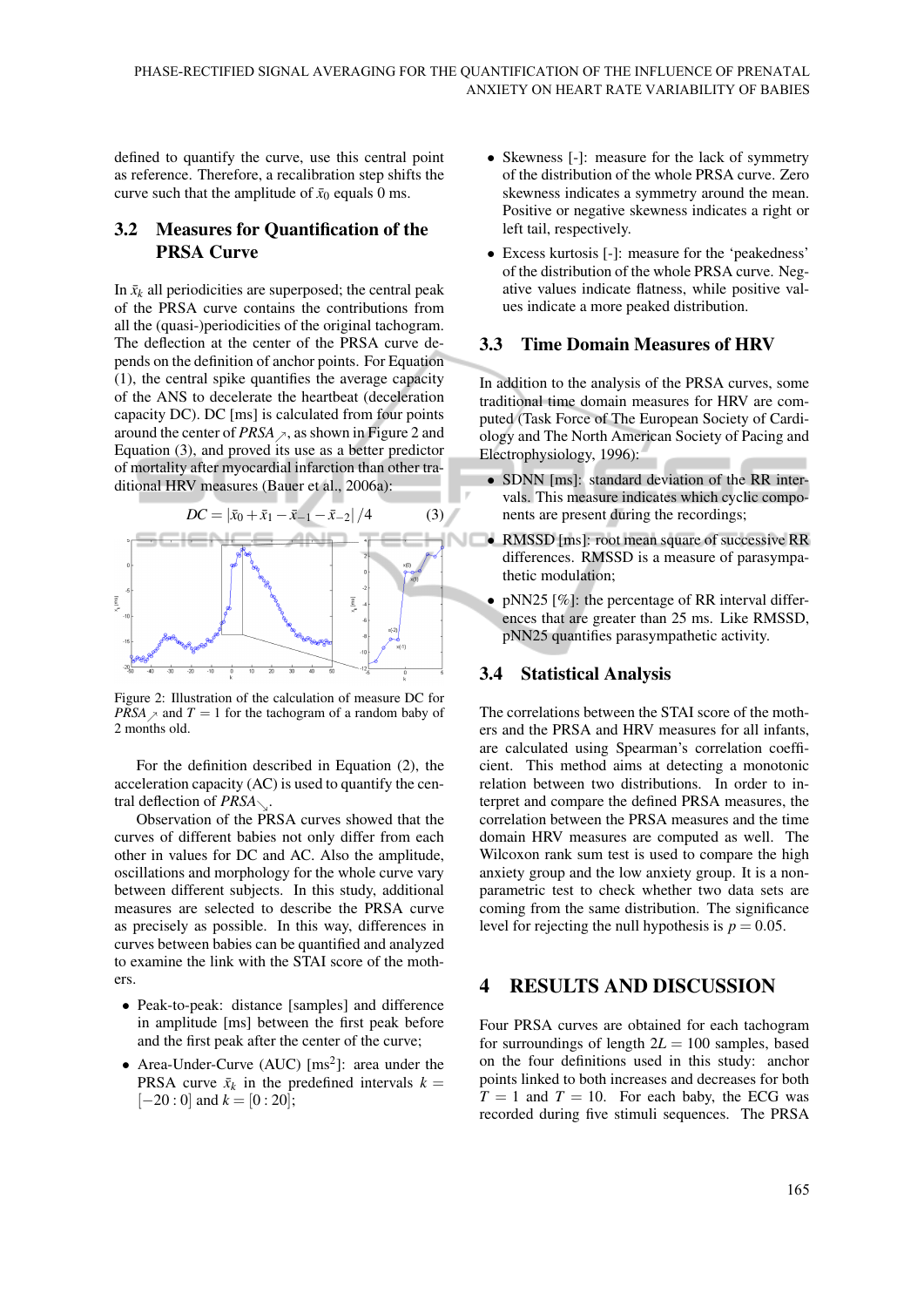defined to quantify the curve, use this central point as reference. Therefore, a recalibration step shifts the curve such that the amplitude of $\bar{x}_0$ equals 0 ms.

### 3.2 Measures for Quantification of the PRSA Curve

In $\bar{x}_k$ all periodicities are superposed; the central peak of the PRSA curve contains the contributions from all the (quasi-)periodicities of the original tachogram. The deflection at the center of the PRSA curve depends on the definition of anchor points. For Equation (1), the central spike quantifies the average capacity of the ANS to decelerate the heartbeat (deceleration capacity DC). DC [ms] is calculated from four points around the center of $PRSA_{\nearrow}$, as shown in Figure 2 and Equation (3), and proved its use as a better predictor of mortality after myocardial infarction than other traditional HRV measures (Bauer et al., 2006a):

$$DC = |\bar{x}_0 + \bar{x}_1 - \bar{x}_{-1} - \bar{x}_{-2}| / 4 \qquad (3)$$

Figure 2: Illustration of the calculation of measure DC for $PRSA_{\nearrow}$ and $T = 1$ for the tachogram of a random baby of 2 months old.

For the definition described in Equation (2), the acceleration capacity (AC) is used to quantify the central deflection of $PRSA_{\searrow}$.

Observation of the PRSA curves showed that the curves of different babies not only differ from each other in values for DC and AC. Also the amplitude, oscillations and morphology for the whole curve vary between different subjects. In this study, additional measures are selected to describe the PRSA curve as precisely as possible. In this way, differences in curves between babies can be quantified and analyzed to examine the link with the STAI score of the mothers.

- Peak-to-peak: distance [samples] and difference in amplitude [ms] between the first peak before and the first peak after the center of the curve;
- Area-Under-Curve (AUC) [ms$^2$]: area under the PRSA curve $\bar{x}_k$ in the predefined intervals $k = [-20:0]$ and $k = [0:20]$;
- Skewness [-]: measure for the lack of symmetry of the distribution of the whole PRSA curve. Zero skewness indicates a symmetry around the mean. Positive or negative skewness indicates a right or left tail, respectively.
- Excess kurtosis [-]: measure for the 'peakedness' of the distribution of the whole PRSA curve. Negative values indicate flatness, while positive values indicate a more peaked distribution.

### 3.3 Time Domain Measures of HRV

In addition to the analysis of the PRSA curves, some traditional time domain measures for HRV are computed (Task Force of The European Society of Cardiology and The North American Society of Pacing and Electrophysiology, 1996):

- SDNN [ms]: standard deviation of the RR intervals. This measure indicates which cyclic components are present during the recordings;
- RMSSD [ms]: root mean square of successive RR differences. RMSSD is a measure of parasympathetic modulation;
- pNN25 [%]: the percentage of RR interval differences that are greater than 25 ms. Like RMSSD, pNN25 quantifies parasympathetic activity.

### 3.4 Statistical Analysis

The correlations between the STAI score of the mothers and the PRSA and HRV measures for all infants, are calculated using Spearman's correlation coefficient. This method aims at detecting a monotonic relation between two distributions. In order to interpret and compare the defined PRSA measures, the correlation between the PRSA measures and the time domain HRV measures are computed as well. The Wilcoxon rank sum test is used to compare the high anxiety group and the low anxiety group. It is a non-parametric test to check whether two data sets are coming from the same distribution. The significance level for rejecting the null hypothesis is $p = 0.05$.

## 4 RESULTS AND DISCUSSION

Four PRSA curves are obtained for each tachogram for surroundings of length $2L = 100$ samples, based on the four definitions used in this study: anchor points linked to both increases and decreases for both $T = 1$ and $T = 10$. For each baby, the ECG was recorded during five stimuli sequences. The PRSA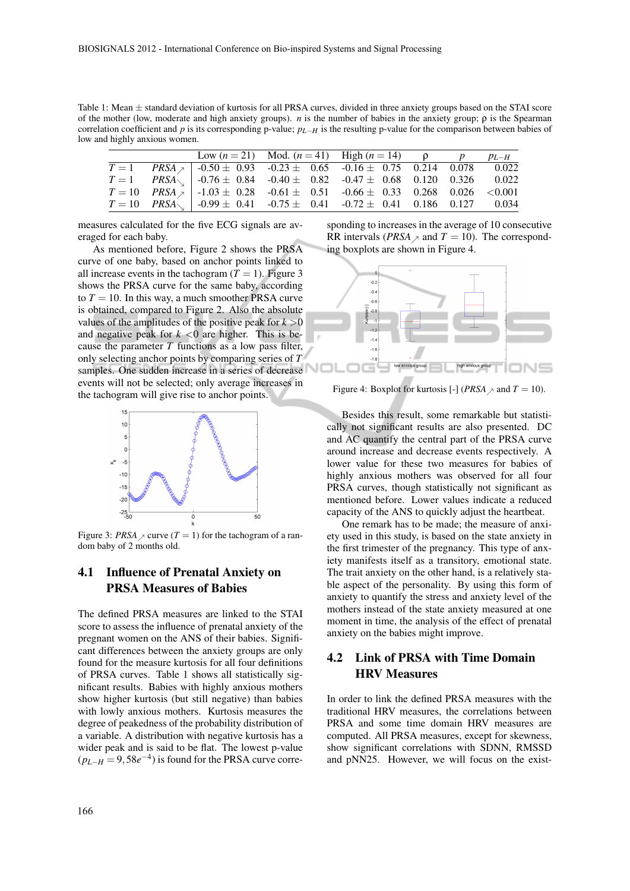Table 1: Mean ± standard deviation of kurtosis for all PRSA curves, divided in three anxiety groups based on the STAI score of the mother (low, moderate and high anxiety groups). $n$ is the number of babies in the anxiety group; ρ is the Spearman correlation coefficient and $p$ is its corresponding p-value; $p_{L-H}$ is the resulting p-value for the comparison between babies of low and highly anxious women.

| | | Low ($n = 21$) | Mod. ($n = 41$) | High ($n = 14$) | ρ | $p$ | $p_{L-H}$ |
|---|---|---|---|---|---|---|---|
| $T = 1$ | $PRSA_{\nearrow}$ | -0.50 ± 0.93 | -0.23 ± 0.65 | -0.16 ± 0.75 | 0.214 | 0.078 | 0.022 |
| $T = 1$ | $PRSA_{\searrow}$ | -0.76 ± 0.84 | -0.40 ± 0.82 | -0.47 ± 0.68 | 0.120 | 0.326 | 0.022 |
| $T = 10$ | $PRSA_{\nearrow}$ | -1.03 ± 0.28 | -0.61 ± 0.51 | -0.66 ± 0.33 | 0.268 | 0.026 | <0.001 |
| $T = 10$ | $PRSA_{\searrow}$ | -0.99 ± 0.41 | -0.75 ± 0.41 | -0.72 ± 0.41 | 0.186 | 0.127 | 0.034 |

measures calculated for the five ECG signals are averaged for each baby.

As mentioned before, Figure 2 shows the PRSA curve of one baby, based on anchor points linked to all increase events in the tachogram ($T = 1$). Figure 3 shows the PRSA curve for the same baby, according to $T = 10$. In this way, a much smoother PRSA curve is obtained, compared to Figure 2. Also the absolute values of the amplitudes of the positive peak for $k > 0$ and negative peak for $k < 0$ are higher. This is because the parameter $T$ functions as a low pass filter, only selecting anchor points by comparing series of $T$ samples. One sudden increase in a series of decrease events will not be selected; only average increases in the tachogram will give rise to anchor points.

Figure 3: $PRSA_{\nearrow}$ curve ($T = 1$) for the tachogram of a random baby of 2 months old.

## 4.1 Influence of Prenatal Anxiety on PRSA Measures of Babies

The defined PRSA measures are linked to the STAI score to assess the influence of prenatal anxiety of the pregnant women on the ANS of their babies. Significant differences between the anxiety groups are only found for the measure kurtosis for all four definitions of PRSA curves. Table 1 shows all statistically significant results. Babies with highly anxious mothers show higher kurtosis (but still negative) than babies with lowly anxious mothers. Kurtosis measures the degree of peakedness of the probability distribution of a variable. A distribution with negative kurtosis has a wider peak and is said to be flat. The lowest p-value ($p_{L-H} = 9,58e^{-4}$) is found for the PRSA curve corresponding to increases in the average of 10 consecutive RR intervals ($PRSA_{\nearrow}$ and $T = 10$). The corresponding boxplots are shown in Figure 4.

Figure 4: Boxplot for kurtosis [-] ($PRSA_{\nearrow}$ and $T = 10$).

Besides this result, some remarkable but statistically not significant results are also presented. DC and AC quantify the central part of the PRSA curve around increase and decrease events respectively. A lower value for these two measures for babies of highly anxious mothers was observed for all four PRSA curves, though statistically not significant as mentioned before. Lower values indicate a reduced capacity of the ANS to quickly adjust the heartbeat.

One remark has to be made; the measure of anxiety used in this study, is based on the state anxiety in the first trimester of the pregnancy. This type of anxiety manifests itself as a transitory, emotional state. The trait anxiety on the other hand, is a relatively stable aspect of the personality. By using this form of anxiety to quantify the stress and anxiety level of the mothers instead of the state anxiety measured at one moment in time, the analysis of the effect of prenatal anxiety on the babies might improve.

## 4.2 Link of PRSA with Time Domain HRV Measures

In order to link the defined PRSA measures with the traditional HRV measures, the correlations between PRSA and some time domain HRV measures are computed. All PRSA measures, except for skewness, show significant correlations with SDNN, RMSSD and pNN25. However, we will focus on the exist-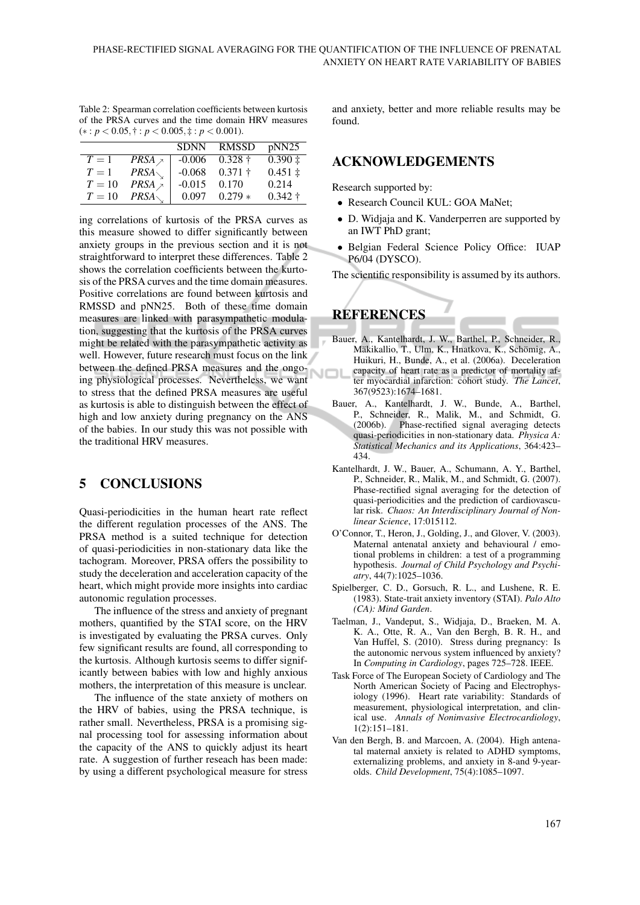Table 2: Spearman correlation coefficients between kurtosis of the PRSA curves and the time domain HRV measures ($*: p < 0.05, \dagger: p < 0.005, \ddagger: p < 0.001$).

| | | SDNN | RMSSD | pNN25 |
|---|---|---|---|---|
| $T = 1$ | $PRSA_{\nearrow}$ | -0.006 | 0.328 † | 0.390 ‡ |
| $T = 1$ | $PRSA_{\searrow}$ | -0.068 | 0.371 † | 0.451 ‡ |
| $T = 10$ | $PRSA_{\nearrow}$ | -0.015 | 0.170 | 0.214 |
| $T = 10$ | $PRSA_{\searrow}$ | 0.097 | 0.279 * | 0.342 † |

ing correlations of kurtosis of the PRSA curves as this measure showed to differ significantly between anxiety groups in the previous section and it is not straightforward to interpret these differences. Table 2 shows the correlation coefficients between the kurtosis of the PRSA curves and the time domain measures. Positive correlations are found between kurtosis and RMSSD and pNN25. Both of these time domain measures are linked with parasympathetic modulation, suggesting that the kurtosis of the PRSA curves might be related with the parasympathetic activity as well. However, future research must focus on the link between the defined PRSA measures and the ongoing physiological processes. Nevertheless, we want to stress that the defined PRSA measures are useful as kurtosis is able to distinguish between the effect of high and low anxiety during pregnancy on the ANS of the babies. In our study this was not possible with the traditional HRV measures.

## 5 CONCLUSIONS

Quasi-periodicities in the human heart rate reflect the different regulation processes of the ANS. The PRSA method is a suited technique for detection of quasi-periodicities in non-stationary data like the tachogram. Moreover, PRSA offers the possibility to study the deceleration and acceleration capacity of the heart, which might provide more insights into cardiac autonomic regulation processes.

The influence of the stress and anxiety of pregnant mothers, quantified by the STAI score, on the HRV is investigated by evaluating the PRSA curves. Only few significant results are found, all corresponding to the kurtosis. Although kurtosis seems to differ significantly between babies with low and highly anxious mothers, the interpretation of this measure is unclear.

The influence of the state anxiety of mothers on the HRV of babies, using the PRSA technique, is rather small. Nevertheless, PRSA is a promising signal processing tool for assessing information about the capacity of the ANS to quickly adjust its heart rate. A suggestion of further reseach has been made: by using a different psychological measure for stress and anxiety, better and more reliable results may be found.

## ACKNOWLEDGEMENTS

Research supported by:

- Research Council KUL: GOA MaNet;
- D. Widjaja and K. Vanderperren are supported by an IWT PhD grant;
- Belgian Federal Science Policy Office: IUAP P6/04 (DYSCO).

The scientific responsibility is assumed by its authors.

## REFERENCES

Bauer, A., Kantelhardt, J. W., Barthel, P., Schneider, R., Mäkikallio, T., Ulm, K., Hnatkova, K., Schömig, A., Huikuri, H., Bunde, A., et al. (2006a). Deceleration capacity of heart rate as a predictor of mortality after myocardial infarction: cohort study. *The Lancet*, 367(9523):1674–1681.

Bauer, A., Kantelhardt, J. W., Bunde, A., Barthel, P., Schneider, R., Malik, M., and Schmidt, G. (2006b). Phase-rectified signal averaging detects quasi-periodicities in non-stationary data. *Physica A: Statistical Mechanics and its Applications*, 364:423–434.

Kantelhardt, J. W., Bauer, A., Schumann, A. Y., Barthel, P., Schneider, R., Malik, M., and Schmidt, G. (2007). Phase-rectified signal averaging for the detection of quasi-periodicities and the prediction of cardiovascular risk. *Chaos: An Interdisciplinary Journal of Nonlinear Science*, 17:015112.

O'Connor, T., Heron, J., Golding, J., and Glover, V. (2003). Maternal antenatal anxiety and behavioural / emotional problems in children: a test of a programming hypothesis. *Journal of Child Psychology and Psychiatry*, 44(7):1025–1036.

Spielberger, C. D., Gorsuch, R. L., and Lushene, R. E. (1983). State-trait anxiety inventory (STAI). *Palo Alto (CA): Mind Garden*.

Taelman, J., Vandeput, S., Widjaja, D., Braeken, M. A. K. A., Otte, R. A., Van den Bergh, B. R. H., and Van Huffel, S. (2010). Stress during pregnancy: Is the autonomic nervous system influenced by anxiety? In *Computing in Cardiology*, pages 725–728. IEEE.

Task Force of The European Society of Cardiology and The North American Society of Pacing and Electrophysiology (1996). Heart rate variability: Standards of measurement, physiological interpretation, and clinical use. *Annals of Noninvasive Electrocardiology*, 1(2):151–181.

Van den Bergh, B. and Marcoen, A. (2004). High antenatal maternal anxiety is related to ADHD symptoms, externalizing problems, and anxiety in 8-and 9-year-olds. *Child Development*, 75(4):1085–1097.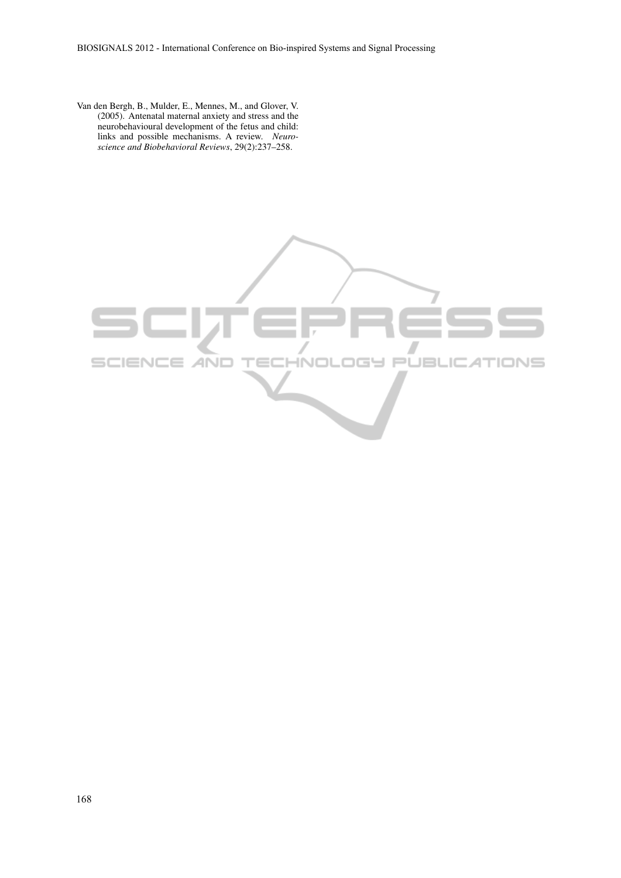Van den Bergh, B., Mulder, E., Mennes, M., and Glover, V. (2005). Antenatal maternal anxiety and stress and the neurobehavioural development of the fetus and child: links and possible mechanisms. A review. *Neuroscience and Biobehavioral Reviews*, 29(2):237–258.